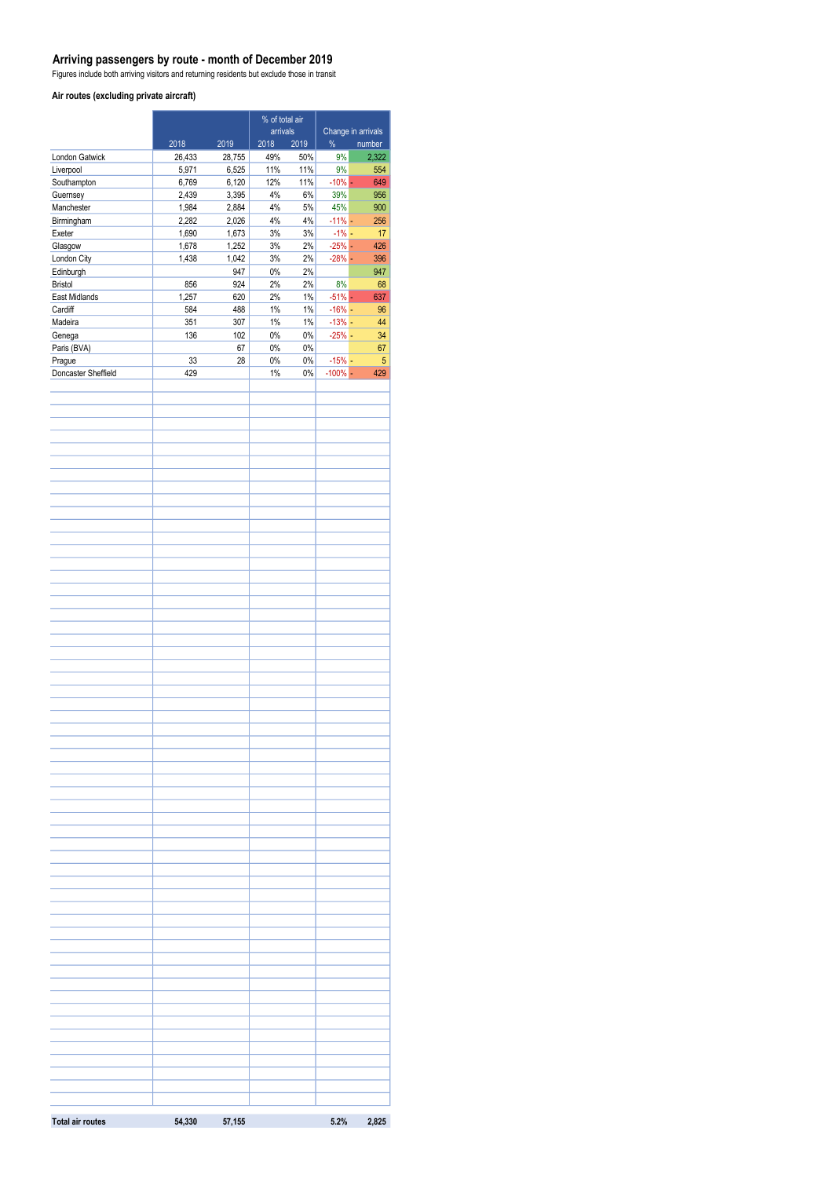## Arriving passengers by route - month of December 2019

Figures include both arriving visitors and returning residents but exclude those in transit

### Air routes (excluding private aircraft)

| | | | % of total air arrivals | | Change in arrivals | |
|---|---|---|---|---|---|---|
| | 2018 | 2019 | 2018 | 2019 | % | number |
| London Gatwick | 26,433 | 28,755 | 49% | 50% | 9% | 2,322 |
| Liverpool | 5,971 | 6,525 | 11% | 11% | 9% | 554 |
| Southampton | 6,769 | 6,120 | 12% | 11% | -10% | - 649 |
| Guernsey | 2,439 | 3,395 | 4% | 6% | 39% | 956 |
| Manchester | 1,984 | 2,884 | 4% | 5% | 45% | 900 |
| Birmingham | 2,282 | 2,026 | 4% | 4% | -11% | - 256 |
| Exeter | 1,690 | 1,673 | 3% | 3% | -1% | - 17 |
| Glasgow | 1,678 | 1,252 | 3% | 2% | -25% | - 426 |
| London City | 1,438 | 1,042 | 3% | 2% | -28% | - 396 |
| Edinburgh | | 947 | 0% | 2% | | 947 |
| Bristol | 856 | 924 | 2% | 2% | 8% | 68 |
| East Midlands | 1,257 | 620 | 2% | 1% | -51% | - 637 |
| Cardiff | 584 | 488 | 1% | 1% | -16% | - 96 |
| Madeira | 351 | 307 | 1% | 1% | -13% | - 44 |
| Genega | 136 | 102 | 0% | 0% | -25% | - 34 |
| Paris (BVA) | | 67 | 0% | 0% | | 67 |
| Prague | 33 | 28 | 0% | 0% | -15% | - 5 |
| Doncaster Sheffield | 429 | | 1% | 0% | -100% | - 429 |
| **Total air routes** | **54,330** | **57,155** | | | **5.2%** | **2,825** |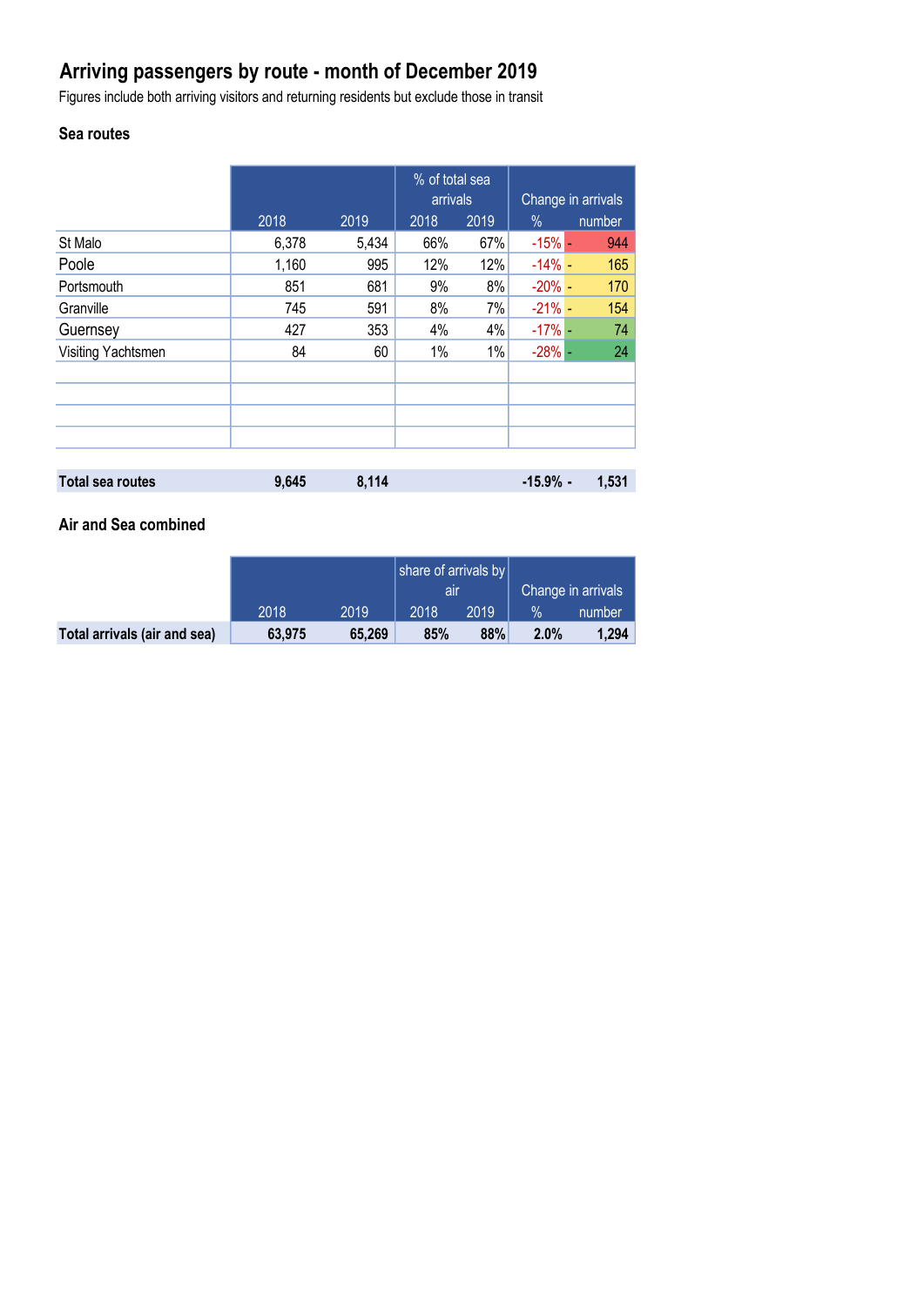# Arriving passengers by route - month of December 2019

Figures include both arriving visitors and returning residents but exclude those in transit

### Sea routes

| | 2018 | 2019 | % of total sea arrivals 2018 | % of total sea arrivals 2019 | Change in arrivals % | Change in arrivals number |
|---|---|---|---|---|---|---|
| St Malo | 6,378 | 5,434 | 66% | 67% | -15% | - 944 |
| Poole | 1,160 | 995 | 12% | 12% | -14% | - 165 |
| Portsmouth | 851 | 681 | 9% | 8% | -20% | - 170 |
| Granville | 745 | 591 | 8% | 7% | -21% | - 154 |
| Guernsey | 427 | 353 | 4% | 4% | -17% | - 74 |
| Visiting Yachtsmen | 84 | 60 | 1% | 1% | -28% | - 24 |
| | | | | | | |
| | | | | | | |
| | | | | | | |
| | | | | | | |
| **Total sea routes** | **9,645** | **8,114** | | | **-15.9%** | **- 1,531** |

### Air and Sea combined

| | 2018 | 2019 | share of arrivals by air 2018 | share of arrivals by air 2019 | Change in arrivals % | Change in arrivals number |
|---|---|---|---|---|---|---|
| **Total arrivals (air and sea)** | **63,975** | **65,269** | **85%** | **88%** | **2.0%** | **1,294** |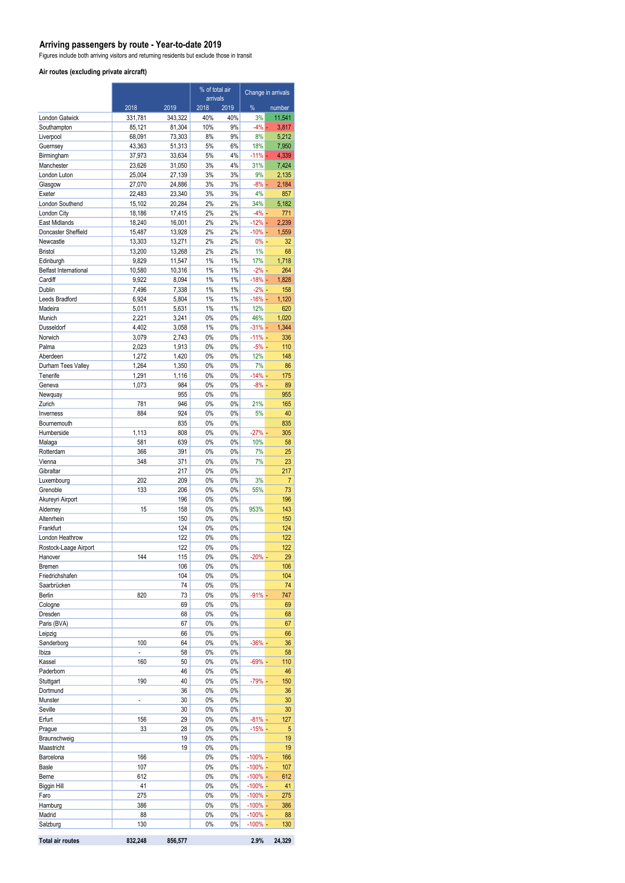# Arriving passengers by route - Year-to-date 2019

Figures include both arriving visitors and returning residents but exclude those in transit

### Air routes (excluding private aircraft)

| | | | % of total air arrivals | | Change in arrivals | |
|---|---|---|---|---|---|---|
| | 2018 | 2019 | 2018 | 2019 | % | number |
| London Gatwick | 331,781 | 343,322 | 40% | 40% | 3% | 11,541 |
| Southampton | 85,121 | 81,304 | 10% | 9% | -4% | - 3,817 |
| Liverpool | 68,091 | 73,303 | 8% | 9% | 8% | 5,212 |
| Guernsey | 43,363 | 51,313 | 5% | 6% | 18% | 7,950 |
| Birmingham | 37,973 | 33,634 | 5% | 4% | -11% | - 4,339 |
| Manchester | 23,626 | 31,050 | 3% | 4% | 31% | 7,424 |
| London Luton | 25,004 | 27,139 | 3% | 3% | 9% | 2,135 |
| Glasgow | 27,070 | 24,886 | 3% | 3% | -8% | - 2,184 |
| Exeter | 22,483 | 23,340 | 3% | 3% | 4% | 857 |
| London Southend | 15,102 | 20,284 | 2% | 2% | 34% | 5,182 |
| London City | 18,186 | 17,415 | 2% | 2% | -4% | - 771 |
| East Midlands | 18,240 | 16,001 | 2% | 2% | -12% | - 2,239 |
| Doncaster Sheffield | 15,487 | 13,928 | 2% | 2% | -10% | - 1,559 |
| Newcastle | 13,303 | 13,271 | 2% | 2% | 0% | - 32 |
| Bristol | 13,200 | 13,268 | 2% | 2% | 1% | 68 |
| Edinburgh | 9,829 | 11,547 | 1% | 1% | 17% | 1,718 |
| Belfast International | 10,580 | 10,316 | 1% | 1% | -2% | - 264 |
| Cardiff | 9,922 | 8,094 | 1% | 1% | -18% | - 1,828 |
| Dublin | 7,496 | 7,338 | 1% | 1% | -2% | - 158 |
| Leeds Bradford | 6,924 | 5,804 | 1% | 1% | -16% | - 1,120 |
| Madeira | 5,011 | 5,631 | 1% | 1% | 12% | 620 |
| Munich | 2,221 | 3,241 | 0% | 0% | 46% | 1,020 |
| Dusseldorf | 4,402 | 3,058 | 1% | 0% | -31% | - 1,344 |
| Norwich | 3,079 | 2,743 | 0% | 0% | -11% | - 336 |
| Palma | 2,023 | 1,913 | 0% | 0% | -5% | - 110 |
| Aberdeen | 1,272 | 1,420 | 0% | 0% | 12% | 148 |
| Durham Tees Valley | 1,264 | 1,350 | 0% | 0% | 7% | 86 |
| Tenerife | 1,291 | 1,116 | 0% | 0% | -14% | - 175 |
| Geneva | 1,073 | 984 | 0% | 0% | -8% | - 89 |
| Newquay | | 955 | 0% | 0% | | 955 |
| Zurich | 781 | 946 | 0% | 0% | 21% | 165 |
| Inverness | 884 | 924 | 0% | 0% | 5% | 40 |
| Bournemouth | | 835 | 0% | 0% | | 835 |
| Humberside | 1,113 | 808 | 0% | 0% | -27% | - 305 |
| Malaga | 581 | 639 | 0% | 0% | 10% | 58 |
| Rotterdam | 366 | 391 | 0% | 0% | 7% | 25 |
| Vienna | 348 | 371 | 0% | 0% | 7% | 23 |
| Gibraltar | | 217 | 0% | 0% | | 217 |
| Luxembourg | 202 | 209 | 0% | 0% | 3% | 7 |
| Grenoble | 133 | 206 | 0% | 0% | 55% | 73 |
| Akureyri Airport | | 196 | 0% | 0% | | 196 |
| Alderney | 15 | 158 | 0% | 0% | 953% | 143 |
| Altenrhein | | 150 | 0% | 0% | | 150 |
| Frankfurt | | 124 | 0% | 0% | | 124 |
| London Heathrow | | 122 | 0% | 0% | | 122 |
| Rostock-Laage Airport | | 122 | 0% | 0% | | 122 |
| Hanover | 144 | 115 | 0% | 0% | -20% | - 29 |
| Bremen | | 106 | 0% | 0% | | 106 |
| Friedrichshafen | | 104 | 0% | 0% | | 104 |
| Saarbrücken | | 74 | 0% | 0% | | 74 |
| Berlin | 820 | 73 | 0% | 0% | -91% | - 747 |
| Cologne | | 69 | 0% | 0% | | 69 |
| Dresden | | 68 | 0% | 0% | | 68 |
| Paris (BVA) | | 67 | 0% | 0% | | 67 |
| Leipzig | | 66 | 0% | 0% | | 66 |
| Sønderborg | 100 | 64 | 0% | 0% | -36% | - 36 |
| Ibiza | - | 58 | 0% | 0% | | 58 |
| Kassel | 160 | 50 | 0% | 0% | -69% | - 110 |
| Paderborn | | 46 | 0% | 0% | | 46 |
| Stuttgart | 190 | 40 | 0% | 0% | -79% | - 150 |
| Dortmund | | 36 | 0% | 0% | | 36 |
| Munster | - | 30 | 0% | 0% | | 30 |
| Seville | | 30 | 0% | 0% | | 30 |
| Erfurt | 156 | 29 | 0% | 0% | -81% | - 127 |
| Prague | 33 | 28 | 0% | 0% | -15% | - 5 |
| Braunschweig | | 19 | 0% | 0% | | 19 |
| Maastricht | | 19 | 0% | 0% | | 19 |
| Barcelona | 166 | | 0% | 0% | -100% | - 166 |
| Basle | 107 | | 0% | 0% | -100% | - 107 |
| Berne | 612 | | 0% | 0% | -100% | - 612 |
| Biggin Hill | 41 | | 0% | 0% | -100% | - 41 |
| Faro | 275 | | 0% | 0% | -100% | - 275 |
| Hamburg | 386 | | 0% | 0% | -100% | - 386 |
| Madrid | 88 | | 0% | 0% | -100% | - 88 |
| Salzburg | 130 | | 0% | 0% | -100% | - 130 |
| **Total air routes** | **832,248** | **856,577** | | | **2.9%** | **24,329** |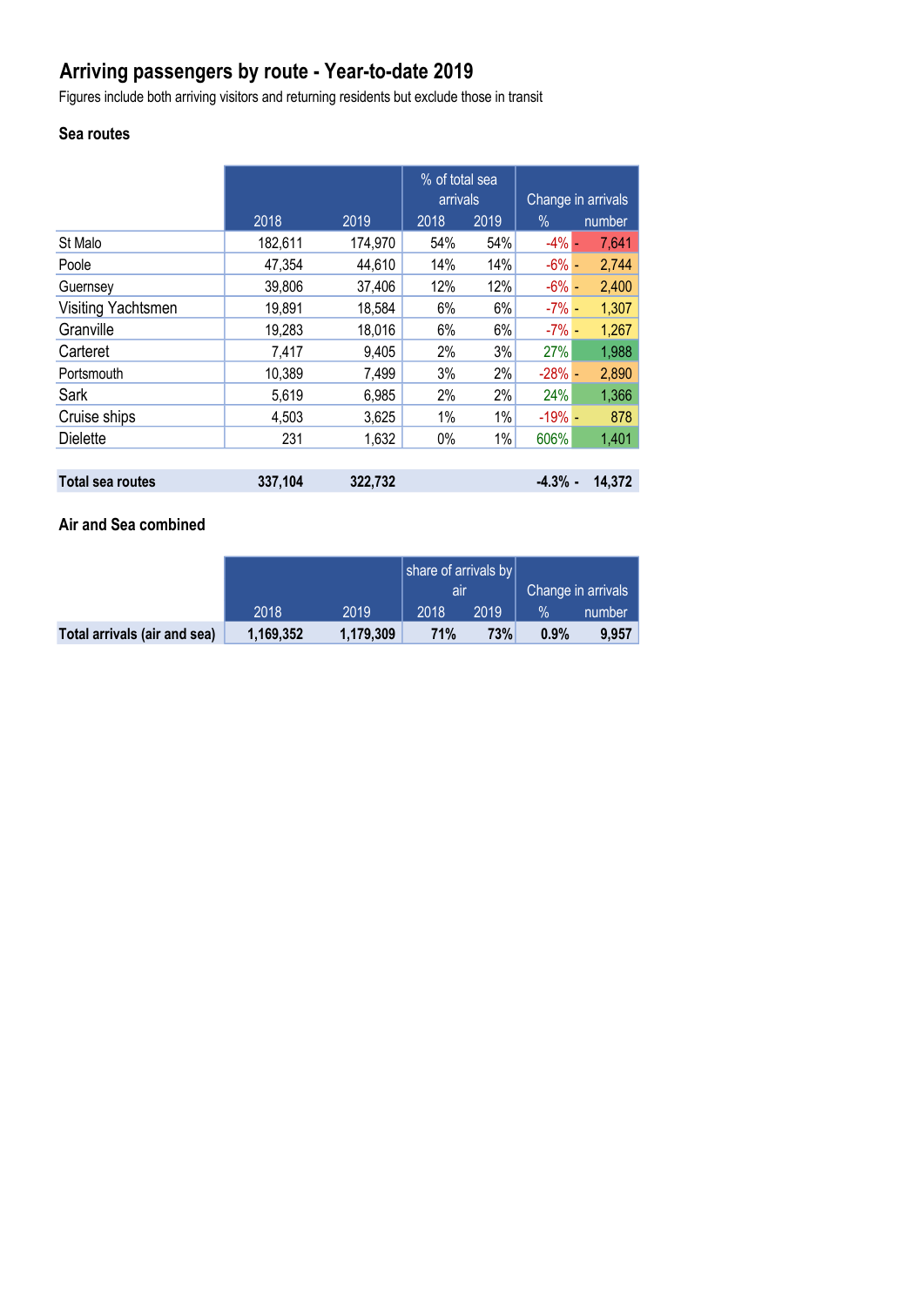# Arriving passengers by route - Year-to-date 2019

Figures include both arriving visitors and returning residents but exclude those in transit

### Sea routes

| | 2018 | 2019 | % of total sea arrivals 2018 | % of total sea arrivals 2019 | Change in arrivals % | Change in arrivals number |
|---|---|---|---|---|---|---|
| St Malo | 182,611 | 174,970 | 54% | 54% | -4% | - 7,641 |
| Poole | 47,354 | 44,610 | 14% | 14% | -6% | - 2,744 |
| Guernsey | 39,806 | 37,406 | 12% | 12% | -6% | - 2,400 |
| Visiting Yachtsmen | 19,891 | 18,584 | 6% | 6% | -7% | - 1,307 |
| Granville | 19,283 | 18,016 | 6% | 6% | -7% | - 1,267 |
| Carteret | 7,417 | 9,405 | 2% | 3% | 27% | 1,988 |
| Portsmouth | 10,389 | 7,499 | 3% | 2% | -28% | - 2,890 |
| Sark | 5,619 | 6,985 | 2% | 2% | 24% | 1,366 |
| Cruise ships | 4,503 | 3,625 | 1% | 1% | -19% | - 878 |
| Dielette | 231 | 1,632 | 0% | 1% | 606% | 1,401 |
| **Total sea routes** | **337,104** | **322,732** | | | **-4.3%** | **- 14,372** |

### Air and Sea combined

| | 2018 | 2019 | share of arrivals by air 2018 | share of arrivals by air 2019 | Change in arrivals % | Change in arrivals number |
|---|---|---|---|---|---|---|
| **Total arrivals (air and sea)** | **1,169,352** | **1,179,309** | **71%** | **73%** | **0.9%** | **9,957** |